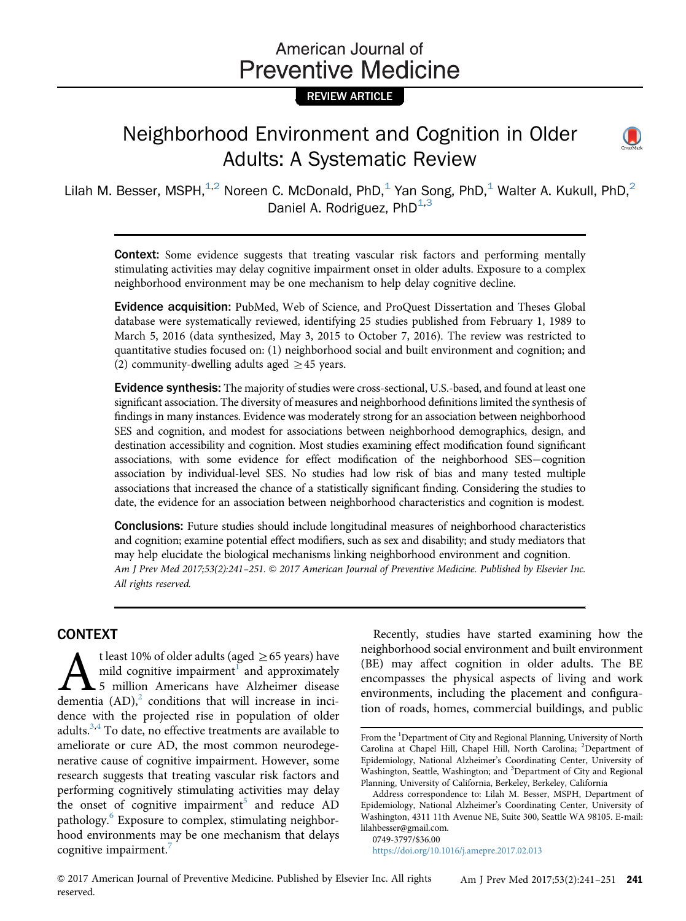REVIEW ARTICLE

# Neighborhood Environment and Cognition in Older Adults: A Systematic Review

Lilah M. Besser, MSPH,[1,2] Noreen C. McDonald, PhD,[1] Yan Song, PhD,[1] Walter A. Kukull, PhD,[2] Daniel A. Rodriguez, PhD[1,3]

**Context:** Some evidence suggests that treating vascular risk factors and performing mentally stimulating activities may delay cognitive impairment onset in older adults. Exposure to a complex neighborhood environment may be one mechanism to help delay cognitive decline.

**Evidence acquisition:** PubMed, Web of Science, and ProQuest Dissertation and Theses Global database were systematically reviewed, identifying 25 studies published from February 1, 1989 to March 5, 2016 (data synthesized, May 3, 2015 to October 7, 2016). The review was restricted to quantitative studies focused on: (1) neighborhood social and built environment and cognition; and (2) community-dwelling adults aged ≥45 years.

**Evidence synthesis:** The majority of studies were cross-sectional, U.S.-based, and found at least one significant association. The diversity of measures and neighborhood definitions limited the synthesis of findings in many instances. Evidence was moderately strong for an association between neighborhood SES and cognition, and modest for associations between neighborhood demographics, design, and destination accessibility and cognition. Most studies examining effect modification found significant associations, with some evidence for effect modification of the neighborhood SES−cognition association by individual-level SES. No studies had low risk of bias and many tested multiple associations that increased the chance of a statistically significant finding. Considering the studies to date, the evidence for an association between neighborhood characteristics and cognition is modest.

**Conclusions:** Future studies should include longitudinal measures of neighborhood characteristics and cognition; examine potential effect modifiers, such as sex and disability; and study mediators that may help elucidate the biological mechanisms linking neighborhood environment and cognition.

*Am J Prev Med 2017;53(2):241–251. © 2017 American Journal of Preventive Medicine. Published by Elsevier Inc. All rights reserved.*

## CONTEXT

At least 10% of older adults (aged ≥65 years) have mild cognitive impairment[1] and approximately 5 million Americans have Alzheimer disease dementia (AD),[2] conditions that will increase in incidence with the projected rise in population of older adults.[3,4] To date, no effective treatments are available to ameliorate or cure AD, the most common neurodegenerative cause of cognitive impairment. However, some research suggests that treating vascular risk factors and performing cognitively stimulating activities may delay the onset of cognitive impairment[5] and reduce AD pathology.[6] Exposure to complex, stimulating neighborhood environments may be one mechanism that delays cognitive impairment.[7]

Recently, studies have started examining how the neighborhood social environment and built environment (BE) may affect cognition in older adults. The BE encompasses the physical aspects of living and work environments, including the placement and configuration of roads, homes, commercial buildings, and public

From the [1]Department of City and Regional Planning, University of North Carolina at Chapel Hill, Chapel Hill, North Carolina; [2]Department of Epidemiology, National Alzheimer's Coordinating Center, University of Washington, Seattle, Washington; and [3]Department of City and Regional Planning, University of California, Berkeley, Berkeley, California

Address correspondence to: Lilah M. Besser, MSPH, Department of Epidemiology, National Alzheimer's Coordinating Center, University of Washington, 4311 11th Avenue NE, Suite 300, Seattle WA 98105. E-mail: lilahbesser@gmail.com.

0749-3797/$36.00

https://doi.org/10.1016/j.amepre.2017.02.013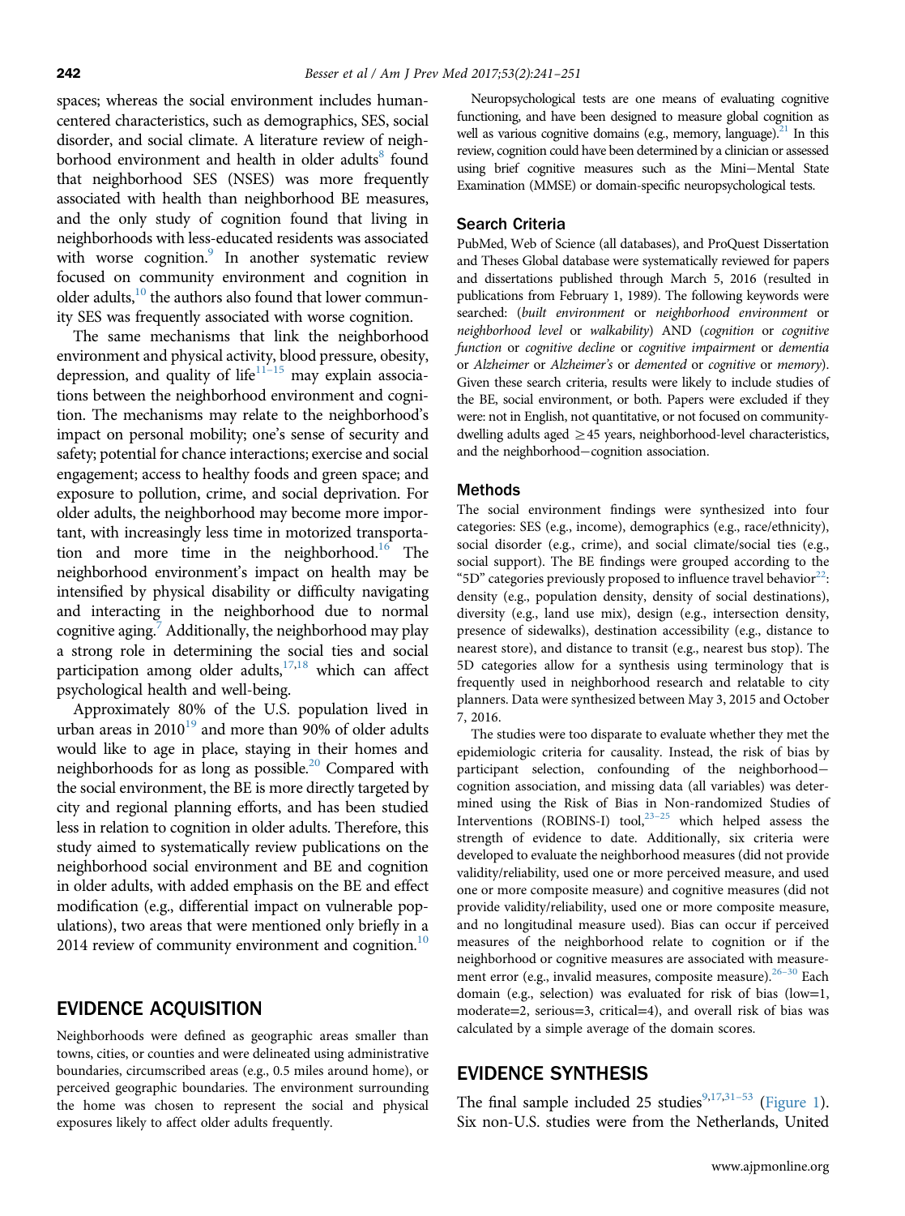spaces; whereas the social environment includes human-centered characteristics, such as demographics, SES, social disorder, and social climate. A literature review of neighborhood environment and health in older adults[8] found that neighborhood SES (NSES) was more frequently associated with health than neighborhood BE measures, and the only study of cognition found that living in neighborhoods with less-educated residents was associated with worse cognition.[9] In another systematic review focused on community environment and cognition in older adults,[10] the authors also found that lower community SES was frequently associated with worse cognition.

The same mechanisms that link the neighborhood environment and physical activity, blood pressure, obesity, depression, and quality of life[11–15] may explain associations between the neighborhood environment and cognition. The mechanisms may relate to the neighborhood's impact on personal mobility; one's sense of security and safety; potential for chance interactions; exercise and social engagement; access to healthy foods and green space; and exposure to pollution, crime, and social deprivation. For older adults, the neighborhood may become more important, with increasingly less time in motorized transportation and more time in the neighborhood.[16] The neighborhood environment's impact on health may be intensified by physical disability or difficulty navigating and interacting in the neighborhood due to normal cognitive aging.[7] Additionally, the neighborhood may play a strong role in determining the social ties and social participation among older adults,[17,18] which can affect psychological health and well-being.

Approximately 80% of the U.S. population lived in urban areas in 2010[19] and more than 90% of older adults would like to age in place, staying in their homes and neighborhoods for as long as possible.[20] Compared with the social environment, the BE is more directly targeted by city and regional planning efforts, and has been studied less in relation to cognition in older adults. Therefore, this study aimed to systematically review publications on the neighborhood social environment and BE and cognition in older adults, with added emphasis on the BE and effect modification (e.g., differential impact on vulnerable populations), two areas that were mentioned only briefly in a 2014 review of community environment and cognition.[10]

## EVIDENCE ACQUISITION

Neighborhoods were defined as geographic areas smaller than towns, cities, or counties and were delineated using administrative boundaries, circumscribed areas (e.g., 0.5 miles around home), or perceived geographic boundaries. The environment surrounding the home was chosen to represent the social and physical exposures likely to affect older adults frequently.

Neuropsychological tests are one means of evaluating cognitive functioning, and have been designed to measure global cognition as well as various cognitive domains (e.g., memory, language).[21] In this review, cognition could have been determined by a clinician or assessed using brief cognitive measures such as the Mini−Mental State Examination (MMSE) or domain-specific neuropsychological tests.

### Search Criteria

PubMed, Web of Science (all databases), and ProQuest Dissertation and Theses Global database were systematically reviewed for papers and dissertations published through March 5, 2016 (resulted in publications from February 1, 1989). The following keywords were searched: (*built environment* or *neighborhood environment* or *neighborhood level* or *walkability*) AND (*cognition* or *cognitive function* or *cognitive decline* or *cognitive impairment* or *dementia* or *Alzheimer* or *Alzheimer's* or *demented* or *cognitive* or *memory*). Given these search criteria, results were likely to include studies of the BE, social environment, or both. Papers were excluded if they were: not in English, not quantitative, or not focused on community-dwelling adults aged ≥45 years, neighborhood-level characteristics, and the neighborhood−cognition association.

### Methods

The social environment findings were synthesized into four categories: SES (e.g., income), demographics (e.g., race/ethnicity), social disorder (e.g., crime), and social climate/social ties (e.g., social support). The BE findings were grouped according to the "5D" categories previously proposed to influence travel behavior[22]: density (e.g., population density, density of social destinations), diversity (e.g., land use mix), design (e.g., intersection density, presence of sidewalks), destination accessibility (e.g., distance to nearest store), and distance to transit (e.g., nearest bus stop). The 5D categories allow for a synthesis using terminology that is frequently used in neighborhood research and relatable to city planners. Data were synthesized between May 3, 2015 and October 7, 2016.

The studies were too disparate to evaluate whether they met the epidemiologic criteria for causality. Instead, the risk of bias by participant selection, confounding of the neighborhood−cognition association, and missing data (all variables) was determined using the Risk of Bias in Non-randomized Studies of Interventions (ROBINS-I) tool,[23–25] which helped assess the strength of evidence to date. Additionally, six criteria were developed to evaluate the neighborhood measures (did not provide validity/reliability, used one or more perceived measure, and used one or more composite measure) and cognitive measures (did not provide validity/reliability, used one or more composite measure, and no longitudinal measure used). Bias can occur if perceived measures of the neighborhood relate to cognition or if the neighborhood or cognitive measures are associated with measurement error (e.g., invalid measures, composite measure).[26–30] Each domain (e.g., selection) was evaluated for risk of bias (low=1, moderate=2, serious=3, critical=4), and overall risk of bias was calculated by a simple average of the domain scores.

## EVIDENCE SYNTHESIS

The final sample included 25 studies[9,17,31–53] (Figure 1). Six non-U.S. studies were from the Netherlands, United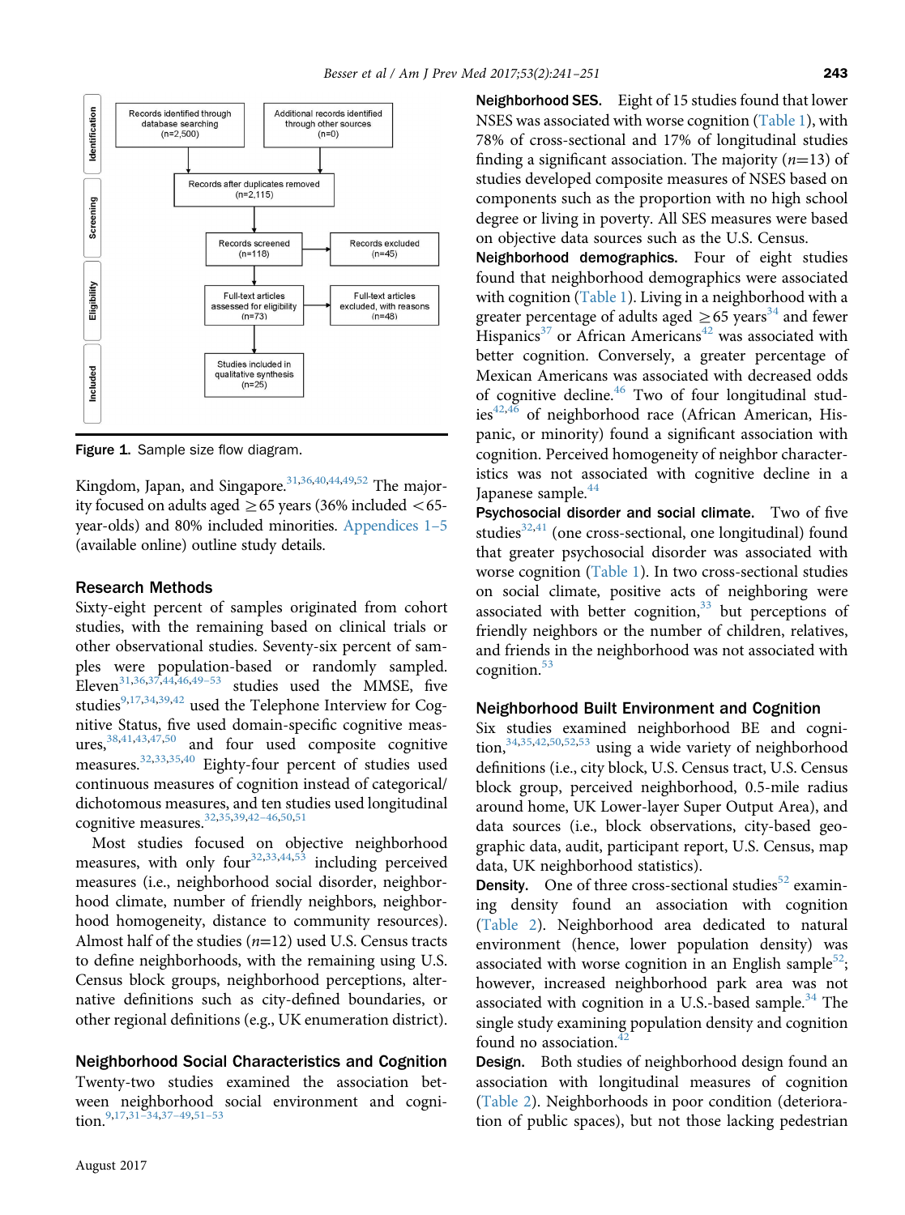Figure 1. Sample size flow diagram.

Kingdom, Japan, and Singapore.[31,36,40,44,49,52] The majority focused on adults aged ≥65 years (36% included <65-year-olds) and 80% included minorities. Appendices 1–5 (available online) outline study details.

## Research Methods

Sixty-eight percent of samples originated from cohort studies, with the remaining based on clinical trials or other observational studies. Seventy-six percent of samples were population-based or randomly sampled. Eleven[31,36,37,44,46,49–53] studies used the MMSE, five studies[9,17,34,39,42] used the Telephone Interview for Cognitive Status, five used domain-specific cognitive measures,[38,41,43,47,50] and four used composite cognitive measures.[32,33,35,40] Eighty-four percent of studies used continuous measures of cognition instead of categorical/dichotomous measures, and ten studies used longitudinal cognitive measures.[32,35,39,42–46,50,51]

Most studies focused on objective neighborhood measures, with only four[32,33,44,53] including perceived measures (i.e., neighborhood social disorder, neighborhood climate, number of friendly neighbors, neighborhood homogeneity, distance to community resources). Almost half of the studies ($n$=12) used U.S. Census tracts to define neighborhoods, with the remaining using U.S. Census block groups, neighborhood perceptions, alternative definitions such as city-defined boundaries, or other regional definitions (e.g., UK enumeration district).

## Neighborhood Social Characteristics and Cognition

Twenty-two studies examined the association between neighborhood social environment and cognition.[9,17,31–34,37–49,51–53]

**Neighborhood SES.** Eight of 15 studies found that lower NSES was associated with worse cognition (Table 1), with 78% of cross-sectional and 17% of longitudinal studies finding a significant association. The majority ($n$=13) of studies developed composite measures of NSES based on components such as the proportion with no high school degree or living in poverty. All SES measures were based on objective data sources such as the U.S. Census.

**Neighborhood demographics.** Four of eight studies found that neighborhood demographics were associated with cognition (Table 1). Living in a neighborhood with a greater percentage of adults aged ≥65 years[34] and fewer Hispanics[37] or African Americans[42] was associated with better cognition. Conversely, a greater percentage of Mexican Americans was associated with decreased odds of cognitive decline.[46] Two of four longitudinal studies[42,46] of neighborhood race (African American, Hispanic, or minority) found a significant association with cognition. Perceived homogeneity of neighbor characteristics was not associated with cognitive decline in a Japanese sample.[44]

**Psychosocial disorder and social climate.** Two of five studies[32,41] (one cross-sectional, one longitudinal) found that greater psychosocial disorder was associated with worse cognition (Table 1). In two cross-sectional studies on social climate, positive acts of neighboring were associated with better cognition,[33] but perceptions of friendly neighbors or the number of children, relatives, and friends in the neighborhood was not associated with cognition.[53]

## Neighborhood Built Environment and Cognition

Six studies examined neighborhood BE and cognition,[34,35,42,50,52,53] using a wide variety of neighborhood definitions (i.e., city block, U.S. Census tract, U.S. Census block group, perceived neighborhood, 0.5-mile radius around home, UK Lower-layer Super Output Area), and data sources (i.e., block observations, city-based geographic data, audit, participant report, U.S. Census, map data, UK neighborhood statistics).

**Density.** One of three cross-sectional studies[52] examining density found an association with cognition (Table 2). Neighborhood area dedicated to natural environment (hence, lower population density) was associated with worse cognition in an English sample[52]; however, increased neighborhood park area was not associated with cognition in a U.S.-based sample.[34] The single study examining population density and cognition found no association.[42]

**Design.** Both studies of neighborhood design found an association with longitudinal measures of cognition (Table 2). Neighborhoods in poor condition (deterioration of public spaces), but not those lacking pedestrian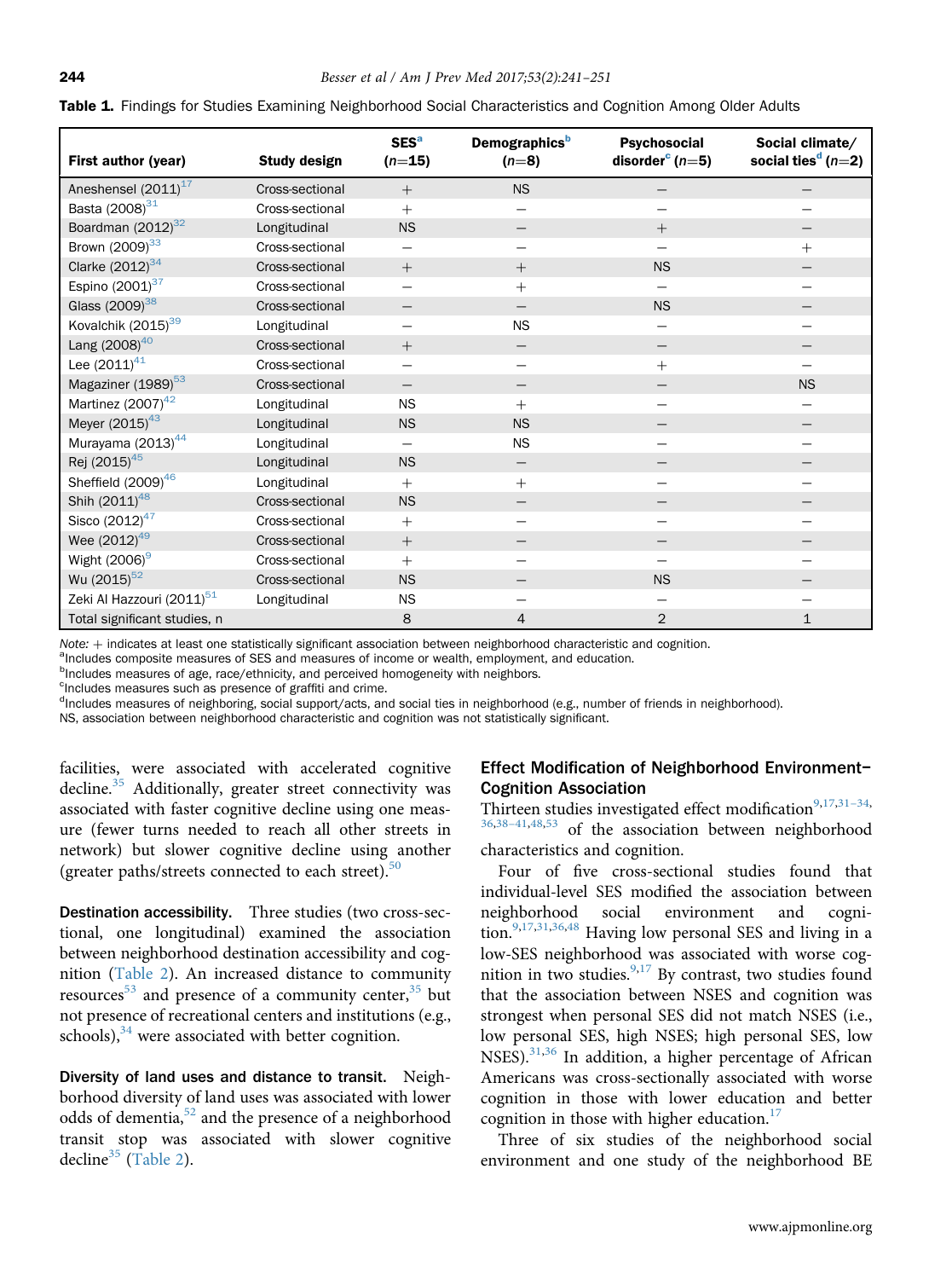**Table 1.** Findings for Studies Examining Neighborhood Social Characteristics and Cognition Among Older Adults

| First author (year) | Study design | SES[a] (n=15) | Demographics[b] (n=8) | Psychosocial disorder[c] (n=5) | Social climate/ social ties[d] (n=2) |
|---|---|---|---|---|---|
| Aneshensel (2011)[17] | Cross-sectional | + | NS | – | – |
| Basta (2008)[31] | Cross-sectional | + | – | – | – |
| Boardman (2012)[32] | Longitudinal | NS | – | + | – |
| Brown (2009)[33] | Cross-sectional | – | – | – | + |
| Clarke (2012)[34] | Cross-sectional | + | + | NS | – |
| Espino (2001)[37] | Cross-sectional | – | + | – | – |
| Glass (2009)[38] | Cross-sectional | – | – | NS | – |
| Kovalchik (2015)[39] | Longitudinal | – | NS | – | – |
| Lang (2008)[40] | Cross-sectional | + | – | – | – |
| Lee (2011)[41] | Cross-sectional | – | – | + | – |
| Magaziner (1989)[53] | Cross-sectional | – | – | – | NS |
| Martinez (2007)[42] | Longitudinal | NS | + | – | – |
| Meyer (2015)[43] | Longitudinal | NS | NS | – | – |
| Murayama (2013)[44] | Longitudinal | – | NS | – | – |
| Rej (2015)[45] | Longitudinal | NS | – | – | – |
| Sheffield (2009)[46] | Longitudinal | + | + | – | – |
| Shih (2011)[48] | Cross-sectional | NS | – | – | – |
| Sisco (2012)[47] | Cross-sectional | + | – | – | – |
| Wee (2012)[49] | Cross-sectional | + | – | – | – |
| Wight (2006)[9] | Cross-sectional | + | – | – | – |
| Wu (2015)[52] | Cross-sectional | NS | – | NS | – |
| Zeki Al Hazzouri (2011)[51] | Longitudinal | NS | – | – | – |
| Total significant studies, n | | 8 | 4 | 2 | 1 |

*Note:* + indicates at least one statistically significant association between neighborhood characteristic and cognition.
[a]Includes composite measures of SES and measures of income or wealth, employment, and education.
[b]Includes measures of age, race/ethnicity, and perceived homogeneity with neighbors.
[c]Includes measures such as presence of graffiti and crime.
[d]Includes measures of neighboring, social support/acts, and social ties in neighborhood (e.g., number of friends in neighborhood).
NS, association between neighborhood characteristic and cognition was not statistically significant.

facilities, were associated with accelerated cognitive decline.[35] Additionally, greater street connectivity was associated with faster cognitive decline using one measure (fewer turns needed to reach all other streets in network) but slower cognitive decline using another (greater paths/streets connected to each street).[50]

**Destination accessibility.** Three studies (two cross-sectional, one longitudinal) examined the association between neighborhood destination accessibility and cognition (Table 2). An increased distance to community resources[53] and presence of a community center,[35] but not presence of recreational centers and institutions (e.g., schools),[34] were associated with better cognition.

**Diversity of land uses and distance to transit.** Neighborhood diversity of land uses was associated with lower odds of dementia,[52] and the presence of a neighborhood transit stop was associated with slower cognitive decline[35] (Table 2).

### Effect Modification of Neighborhood Environment–Cognition Association

Thirteen studies investigated effect modification[9,17,31–34,36,38–41,48,53] of the association between neighborhood characteristics and cognition.

Four of five cross-sectional studies found that individual-level SES modified the association between neighborhood social environment and cognition.[9,17,31,36,48] Having low personal SES and living in a low-SES neighborhood was associated with worse cognition in two studies.[9,17] By contrast, two studies found that the association between NSES and cognition was strongest when personal SES did not match NSES (i.e., low personal SES, high NSES; high personal SES, low NSES).[31,36] In addition, a higher percentage of African Americans was cross-sectionally associated with worse cognition in those with lower education and better cognition in those with higher education.[17]

Three of six studies of the neighborhood social environment and one study of the neighborhood BE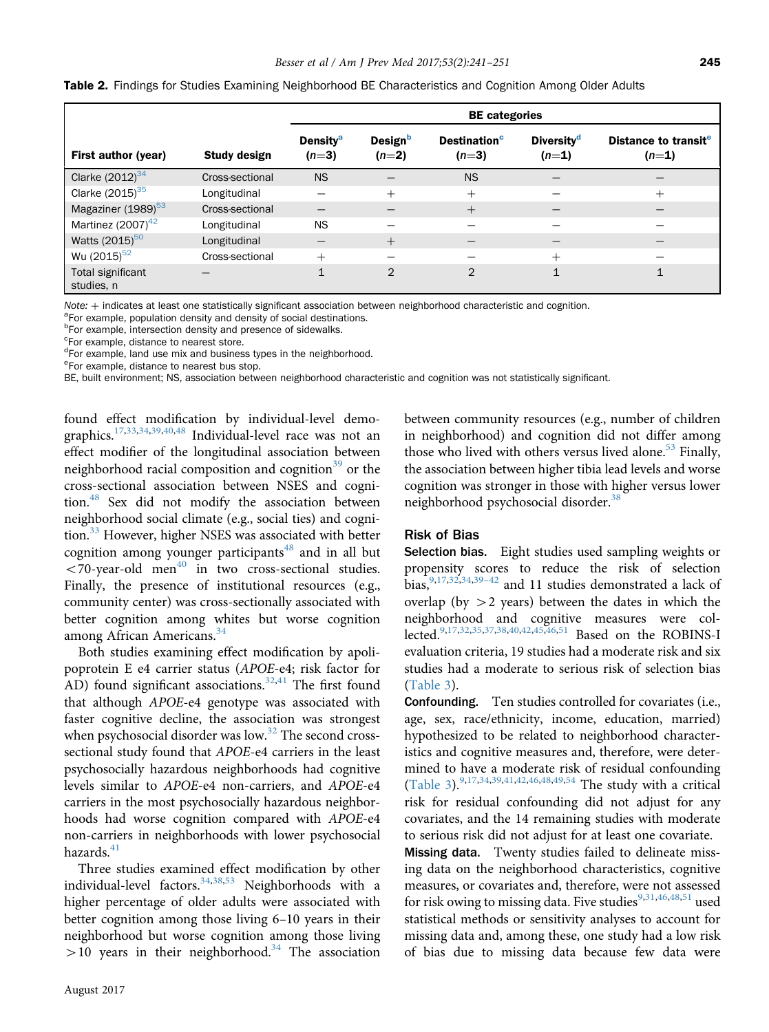**Table 2.** Findings for Studies Examining Neighborhood BE Characteristics and Cognition Among Older Adults

| | | BE categories | | | | |
|---|---|---|---|---|---|---|
| First author (year) | Study design | Density[a] (n=3) | Design[b] (n=2) | Destination[c] (n=3) | Diversity[d] (n=1) | Distance to transit[e] (n=1) |
| Clarke (2012)[34] | Cross-sectional | NS | — | NS | — | — |
| Clarke (2015)[35] | Longitudinal | — | + | + | — | + |
| Magaziner (1989)[53] | Cross-sectional | — | — | + | — | — |
| Martinez (2007)[42] | Longitudinal | NS | — | — | — | — |
| Watts (2015)[50] | Longitudinal | — | + | — | — | — |
| Wu (2015)[52] | Cross-sectional | + | — | — | + | — |
| Total significant studies, n | — | 1 | 2 | 2 | 1 | 1 |

*Note:* + indicates at least one statistically significant association between neighborhood characteristic and cognition.
[a]For example, population density and density of social destinations.
[b]For example, intersection density and presence of sidewalks.
[c]For example, distance to nearest store.
[d]For example, land use mix and business types in the neighborhood.
[e]For example, distance to nearest bus stop.
BE, built environment; NS, association between neighborhood characteristic and cognition was not statistically significant.

found effect modification by individual-level demographics.[17,33,34,39,40,48] Individual-level race was not an effect modifier of the longitudinal association between neighborhood racial composition and cognition[39] or the cross-sectional association between NSES and cognition.[48] Sex did not modify the association between neighborhood social climate (e.g., social ties) and cognition.[33] However, higher NSES was associated with better cognition among younger participants[48] and in all but <70-year-old men[40] in two cross-sectional studies. Finally, the presence of institutional resources (e.g., community center) was cross-sectionally associated with better cognition among whites but worse cognition among African Americans.[34]

Both studies examining effect modification by apolipoprotein E e4 carrier status (*APOE*-e4; risk factor for AD) found significant associations.[32,41] The first found that although *APOE*-e4 genotype was associated with faster cognitive decline, the association was strongest when psychosocial disorder was low.[32] The second cross-sectional study found that *APOE*-e4 carriers in the least psychosocially hazardous neighborhoods had cognitive levels similar to *APOE*-e4 non-carriers, and *APOE*-e4 carriers in the most psychosocially hazardous neighborhoods had worse cognition compared with *APOE*-e4 non-carriers in neighborhoods with lower psychosocial hazards.[41]

Three studies examined effect modification by other individual-level factors.[34,38,53] Neighborhoods with a higher percentage of older adults were associated with better cognition among those living 6–10 years in their neighborhood but worse cognition among those living >10 years in their neighborhood.[34] The association between community resources (e.g., number of children in neighborhood) and cognition did not differ among those who lived with others versus lived alone.[53] Finally, the association between higher tibia lead levels and worse cognition was stronger in those with higher versus lower neighborhood psychosocial disorder.[38]

## Risk of Bias

**Selection bias.** Eight studies used sampling weights or propensity scores to reduce the risk of selection bias,[9,17,32,34,39–42] and 11 studies demonstrated a lack of overlap (by >2 years) between the dates in which the neighborhood and cognitive measures were collected.[9,17,32,35,37,38,40,42,45,46,51] Based on the ROBINS-I evaluation criteria, 19 studies had a moderate risk and six studies had a moderate to serious risk of selection bias (Table 3).

**Confounding.** Ten studies controlled for covariates (i.e., age, sex, race/ethnicity, income, education, married) hypothesized to be related to neighborhood characteristics and cognitive measures and, therefore, were determined to have a moderate risk of residual confounding (Table 3).[9,17,34,39,41,42,46,48,49,54] The study with a critical risk for residual confounding did not adjust for any covariates, and the 14 remaining studies with moderate to serious risk did not adjust for at least one covariate.

**Missing data.** Twenty studies failed to delineate missing data on the neighborhood characteristics, cognitive measures, or covariates and, therefore, were not assessed for risk owing to missing data. Five studies[9,31,46,48,51] used statistical methods or sensitivity analyses to account for missing data and, among these, one study had a low risk of bias due to missing data because few data were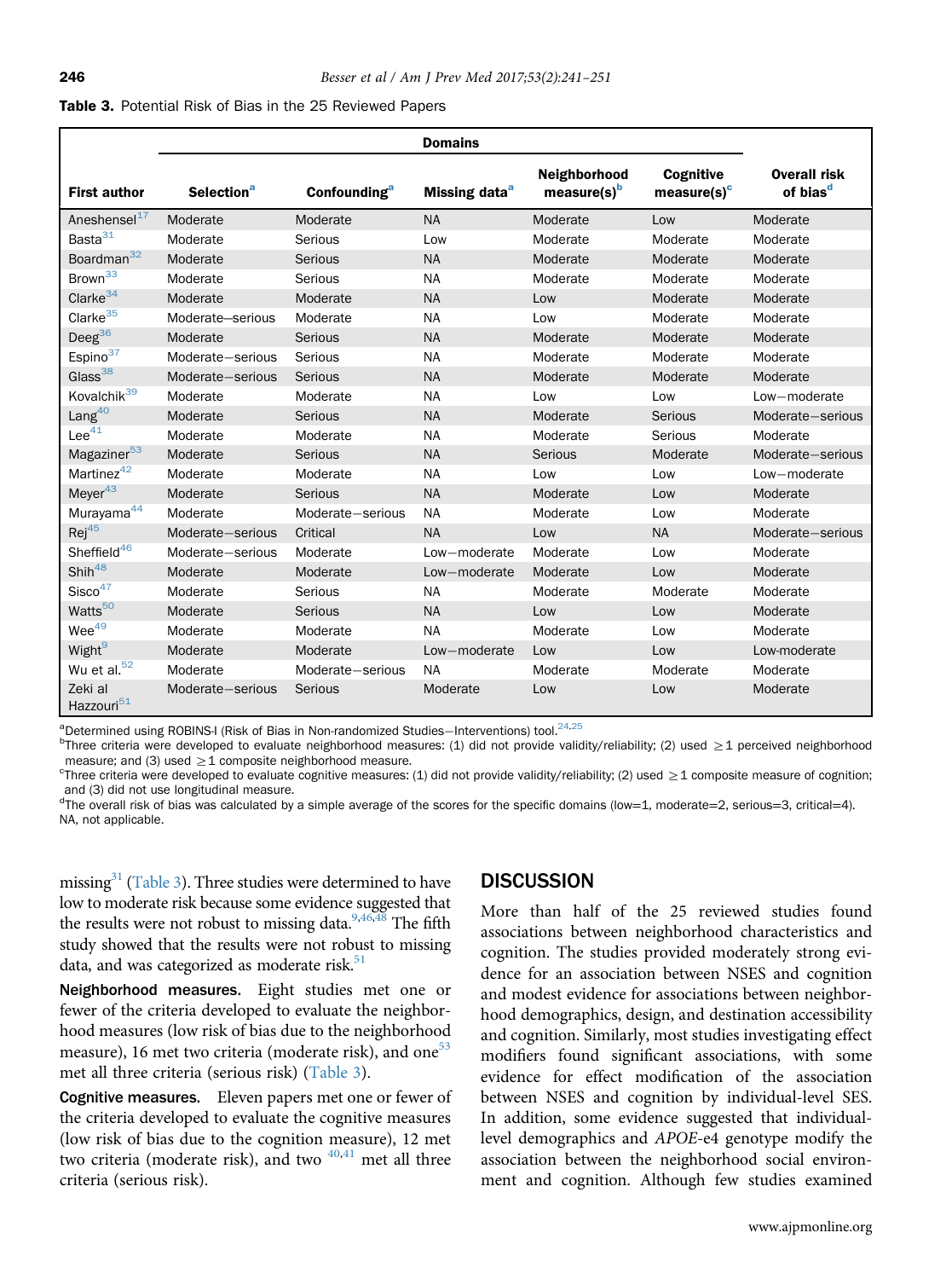**Table 3.** Potential Risk of Bias in the 25 Reviewed Papers

| | Domains | | | | | |
|---|---|---|---|---|---|---|
| First author | Selection[a] | Confounding[a] | Missing data[a] | Neighborhood measure(s)[b] | Cognitive measure(s)[c] | Overall risk of bias[d] |
| Aneshensel[17] | Moderate | Moderate | NA | Moderate | Low | Moderate |
| Basta[31] | Moderate | Serious | Low | Moderate | Moderate | Moderate |
| Boardman[32] | Moderate | Serious | NA | Moderate | Moderate | Moderate |
| Brown[33] | Moderate | Serious | NA | Moderate | Moderate | Moderate |
| Clarke[34] | Moderate | Moderate | NA | Low | Moderate | Moderate |
| Clarke[35] | Moderate–serious | Moderate | NA | Low | Moderate | Moderate |
| Deeg[36] | Moderate | Serious | NA | Moderate | Moderate | Moderate |
| Espino[37] | Moderate–serious | Serious | NA | Moderate | Moderate | Moderate |
| Glass[38] | Moderate–serious | Serious | NA | Moderate | Moderate | Moderate |
| Kovalchik[39] | Moderate | Moderate | NA | Low | Low | Low–moderate |
| Lang[40] | Moderate | Serious | NA | Moderate | Serious | Moderate–serious |
| Lee[41] | Moderate | Moderate | NA | Moderate | Serious | Moderate |
| Magaziner[53] | Moderate | Serious | NA | Serious | Moderate | Moderate–serious |
| Martinez[42] | Moderate | Moderate | NA | Low | Low | Low–moderate |
| Meyer[43] | Moderate | Serious | NA | Moderate | Low | Moderate |
| Murayama[44] | Moderate | Moderate–serious | NA | Moderate | Low | Moderate |
| Rej[45] | Moderate–serious | Critical | NA | Low | NA | Moderate–serious |
| Sheffield[46] | Moderate–serious | Moderate | Low–moderate | Moderate | Low | Moderate |
| Shih[48] | Moderate | Moderate | Low–moderate | Moderate | Low | Moderate |
| Sisco[47] | Moderate | Serious | NA | Moderate | Moderate | Moderate |
| Watts[50] | Moderate | Serious | NA | Low | Low | Moderate |
| Wee[49] | Moderate | Moderate | NA | Moderate | Low | Moderate |
| Wight[9] | Moderate | Moderate | Low–moderate | Low | Low | Low-moderate |
| Wu et al.[52] | Moderate | Moderate–serious | NA | Moderate | Moderate | Moderate |
| Zeki al Hazzouri[51] | Moderate–serious | Serious | Moderate | Low | Low | Moderate |

[a]Determined using ROBINS-I (Risk of Bias in Non-randomized Studies—Interventions) tool.[24,25]
[b]Three criteria were developed to evaluate neighborhood measures: (1) did not provide validity/reliability; (2) used ≥1 perceived neighborhood measure; and (3) used ≥1 composite neighborhood measure.
[c]Three criteria were developed to evaluate cognitive measures: (1) did not provide validity/reliability; (2) used ≥1 composite measure of cognition; and (3) did not use longitudinal measure.
[d]The overall risk of bias was calculated by a simple average of the scores for the specific domains (low=1, moderate=2, serious=3, critical=4).
NA, not applicable.

missing[31] (Table 3). Three studies were determined to have low to moderate risk because some evidence suggested that the results were not robust to missing data.[9,46,48] The fifth study showed that the results were not robust to missing data, and was categorized as moderate risk.[51]

**Neighborhood measures.** Eight studies met one or fewer of the criteria developed to evaluate the neighborhood measures (low risk of bias due to the neighborhood measure), 16 met two criteria (moderate risk), and one[53] met all three criteria (serious risk) (Table 3).

**Cognitive measures.** Eleven papers met one or fewer of the criteria developed to evaluate the cognitive measures (low risk of bias due to the cognition measure), 12 met two criteria (moderate risk), and two [40,41] met all three criteria (serious risk).

## DISCUSSION

More than half of the 25 reviewed studies found associations between neighborhood characteristics and cognition. The studies provided moderately strong evidence for an association between NSES and cognition and modest evidence for associations between neighborhood demographics, design, and destination accessibility and cognition. Similarly, most studies investigating effect modifiers found significant associations, with some evidence for effect modification of the association between NSES and cognition by individual-level SES. In addition, some evidence suggested that individual-level demographics and *APOE*-e4 genotype modify the association between the neighborhood social environment and cognition. Although few studies examined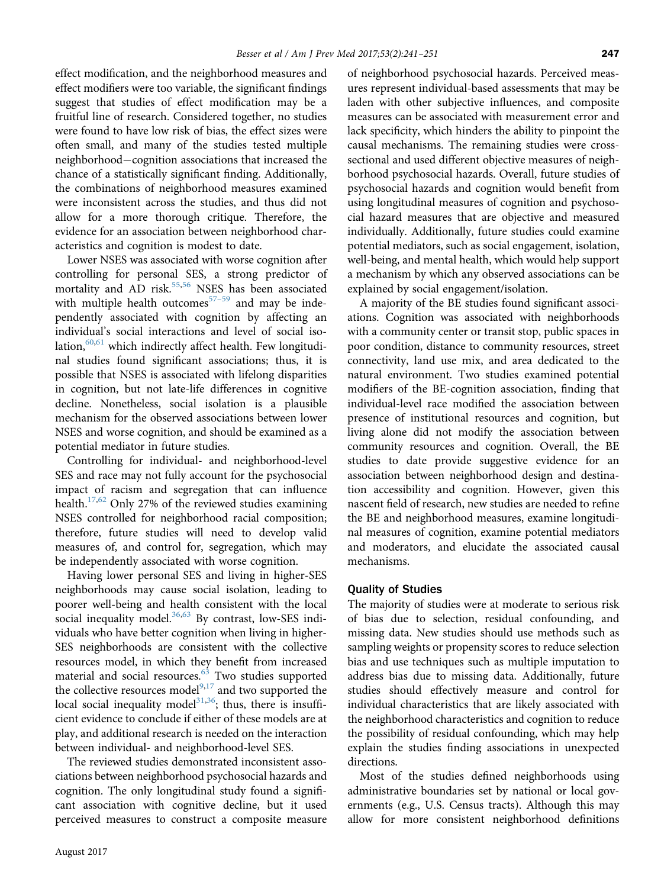effect modification, and the neighborhood measures and effect modifiers were too variable, the significant findings suggest that studies of effect modification may be a fruitful line of research. Considered together, no studies were found to have low risk of bias, the effect sizes were often small, and many of the studies tested multiple neighborhood−cognition associations that increased the chance of a statistically significant finding. Additionally, the combinations of neighborhood measures examined were inconsistent across the studies, and thus did not allow for a more thorough critique. Therefore, the evidence for an association between neighborhood characteristics and cognition is modest to date.

Lower NSES was associated with worse cognition after controlling for personal SES, a strong predictor of mortality and AD risk.[55,56] NSES has been associated with multiple health outcomes[57–59] and may be independently associated with cognition by affecting an individual's social interactions and level of social isolation,[60,61] which indirectly affect health. Few longitudinal studies found significant associations; thus, it is possible that NSES is associated with lifelong disparities in cognition, but not late-life differences in cognitive decline. Nonetheless, social isolation is a plausible mechanism for the observed associations between lower NSES and worse cognition, and should be examined as a potential mediator in future studies.

Controlling for individual- and neighborhood-level SES and race may not fully account for the psychosocial impact of racism and segregation that can influence health.[17,62] Only 27% of the reviewed studies examining NSES controlled for neighborhood racial composition; therefore, future studies will need to develop valid measures of, and control for, segregation, which may be independently associated with worse cognition.

Having lower personal SES and living in higher-SES neighborhoods may cause social isolation, leading to poorer well-being and health consistent with the local social inequality model.[36,63] By contrast, low-SES individuals who have better cognition when living in higher-SES neighborhoods are consistent with the collective resources model, in which they benefit from increased material and social resources.[63] Two studies supported the collective resources model[9,17] and two supported the local social inequality model[31,36]; thus, there is insufficient evidence to conclude if either of these models are at play, and additional research is needed on the interaction between individual- and neighborhood-level SES.

The reviewed studies demonstrated inconsistent associations between neighborhood psychosocial hazards and cognition. The only longitudinal study found a significant association with cognitive decline, but it used perceived measures to construct a composite measure of neighborhood psychosocial hazards. Perceived measures represent individual-based assessments that may be laden with other subjective influences, and composite measures can be associated with measurement error and lack specificity, which hinders the ability to pinpoint the causal mechanisms. The remaining studies were cross-sectional and used different objective measures of neighborhood psychosocial hazards. Overall, future studies of psychosocial hazards and cognition would benefit from using longitudinal measures of cognition and psychosocial hazard measures that are objective and measured individually. Additionally, future studies could examine potential mediators, such as social engagement, isolation, well-being, and mental health, which would help support a mechanism by which any observed associations can be explained by social engagement/isolation.

A majority of the BE studies found significant associations. Cognition was associated with neighborhoods with a community center or transit stop, public spaces in poor condition, distance to community resources, street connectivity, land use mix, and area dedicated to the natural environment. Two studies examined potential modifiers of the BE-cognition association, finding that individual-level race modified the association between presence of institutional resources and cognition, but living alone did not modify the association between community resources and cognition. Overall, the BE studies to date provide suggestive evidence for an association between neighborhood design and destination accessibility and cognition. However, given this nascent field of research, new studies are needed to refine the BE and neighborhood measures, examine longitudinal measures of cognition, examine potential mediators and moderators, and elucidate the associated causal mechanisms.

## Quality of Studies

The majority of studies were at moderate to serious risk of bias due to selection, residual confounding, and missing data. New studies should use methods such as sampling weights or propensity scores to reduce selection bias and use techniques such as multiple imputation to address bias due to missing data. Additionally, future studies should effectively measure and control for individual characteristics that are likely associated with the neighborhood characteristics and cognition to reduce the possibility of residual confounding, which may help explain the studies finding associations in unexpected directions.

Most of the studies defined neighborhoods using administrative boundaries set by national or local governments (e.g., U.S. Census tracts). Although this may allow for more consistent neighborhood definitions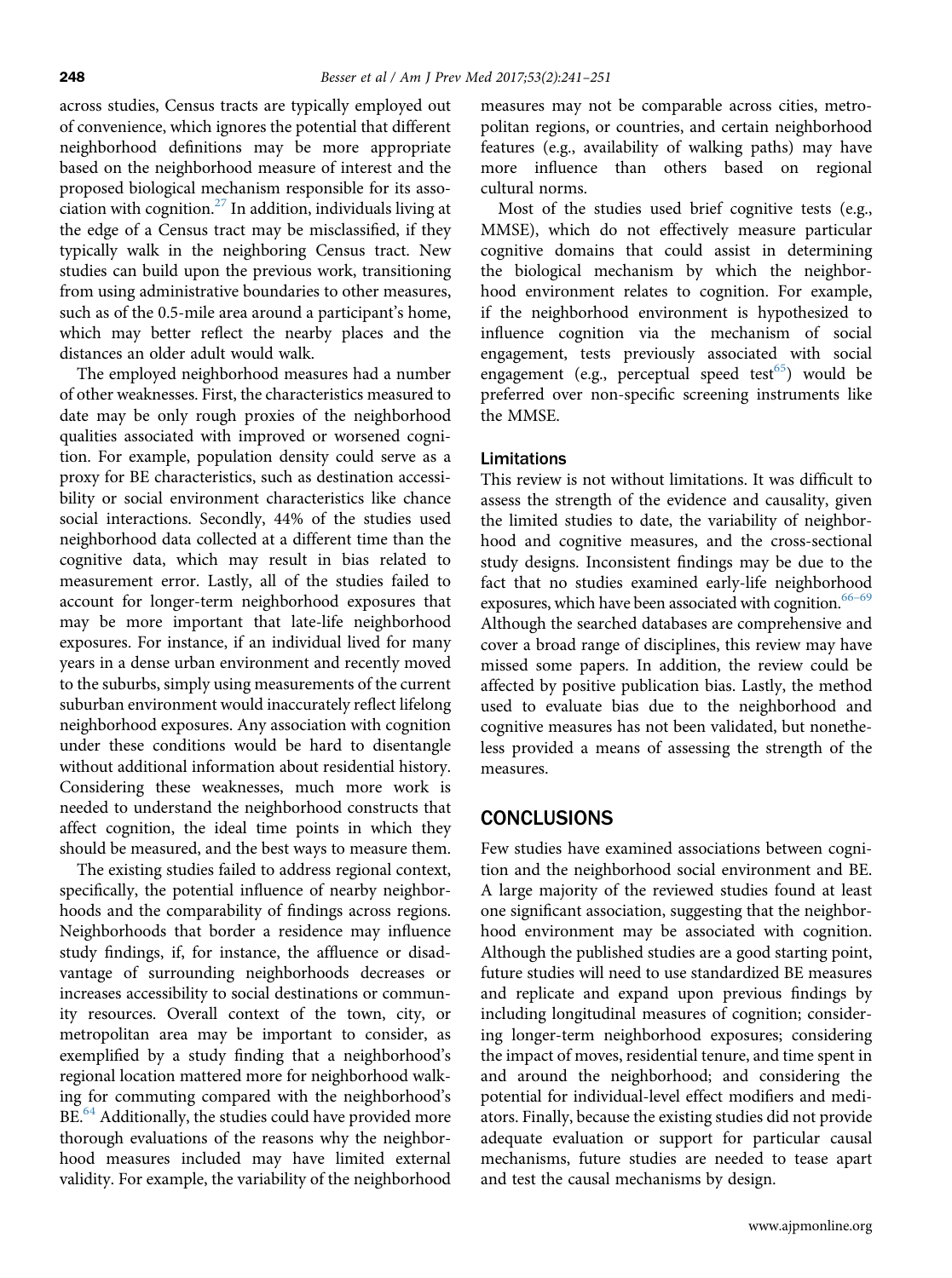across studies, Census tracts are typically employed out of convenience, which ignores the potential that different neighborhood definitions may be more appropriate based on the neighborhood measure of interest and the proposed biological mechanism responsible for its association with cognition.[27] In addition, individuals living at the edge of a Census tract may be misclassified, if they typically walk in the neighboring Census tract. New studies can build upon the previous work, transitioning from using administrative boundaries to other measures, such as of the 0.5-mile area around a participant's home, which may better reflect the nearby places and the distances an older adult would walk.

The employed neighborhood measures had a number of other weaknesses. First, the characteristics measured to date may be only rough proxies of the neighborhood qualities associated with improved or worsened cognition. For example, population density could serve as a proxy for BE characteristics, such as destination accessibility or social environment characteristics like chance social interactions. Secondly, 44% of the studies used neighborhood data collected at a different time than the cognitive data, which may result in bias related to measurement error. Lastly, all of the studies failed to account for longer-term neighborhood exposures that may be more important that late-life neighborhood exposures. For instance, if an individual lived for many years in a dense urban environment and recently moved to the suburbs, simply using measurements of the current suburban environment would inaccurately reflect lifelong neighborhood exposures. Any association with cognition under these conditions would be hard to disentangle without additional information about residential history. Considering these weaknesses, much more work is needed to understand the neighborhood constructs that affect cognition, the ideal time points in which they should be measured, and the best ways to measure them.

The existing studies failed to address regional context, specifically, the potential influence of nearby neighborhoods and the comparability of findings across regions. Neighborhoods that border a residence may influence study findings, if, for instance, the affluence or disadvantage of surrounding neighborhoods decreases or increases accessibility to social destinations or community resources. Overall context of the town, city, or metropolitan area may be important to consider, as exemplified by a study finding that a neighborhood's regional location mattered more for neighborhood walking for commuting compared with the neighborhood's BE.[64] Additionally, the studies could have provided more thorough evaluations of the reasons why the neighborhood measures included may have limited external validity. For example, the variability of the neighborhood measures may not be comparable across cities, metropolitan regions, or countries, and certain neighborhood features (e.g., availability of walking paths) may have more influence than others based on regional cultural norms.

Most of the studies used brief cognitive tests (e.g., MMSE), which do not effectively measure particular cognitive domains that could assist in determining the biological mechanism by which the neighborhood environment relates to cognition. For example, if the neighborhood environment is hypothesized to influence cognition via the mechanism of social engagement, tests previously associated with social engagement (e.g., perceptual speed test[65]) would be preferred over non-specific screening instruments like the MMSE.

### Limitations

This review is not without limitations. It was difficult to assess the strength of the evidence and causality, given the limited studies to date, the variability of neighborhood and cognitive measures, and the cross-sectional study designs. Inconsistent findings may be due to the fact that no studies examined early-life neighborhood exposures, which have been associated with cognition.[66–69] Although the searched databases are comprehensive and cover a broad range of disciplines, this review may have missed some papers. In addition, the review could be affected by positive publication bias. Lastly, the method used to evaluate bias due to the neighborhood and cognitive measures has not been validated, but nonetheless provided a means of assessing the strength of the measures.

## CONCLUSIONS

Few studies have examined associations between cognition and the neighborhood social environment and BE. A large majority of the reviewed studies found at least one significant association, suggesting that the neighborhood environment may be associated with cognition. Although the published studies are a good starting point, future studies will need to use standardized BE measures and replicate and expand upon previous findings by including longitudinal measures of cognition; considering longer-term neighborhood exposures; considering the impact of moves, residential tenure, and time spent in and around the neighborhood; and considering the potential for individual-level effect modifiers and mediators. Finally, because the existing studies did not provide adequate evaluation or support for particular causal mechanisms, future studies are needed to tease apart and test the causal mechanisms by design.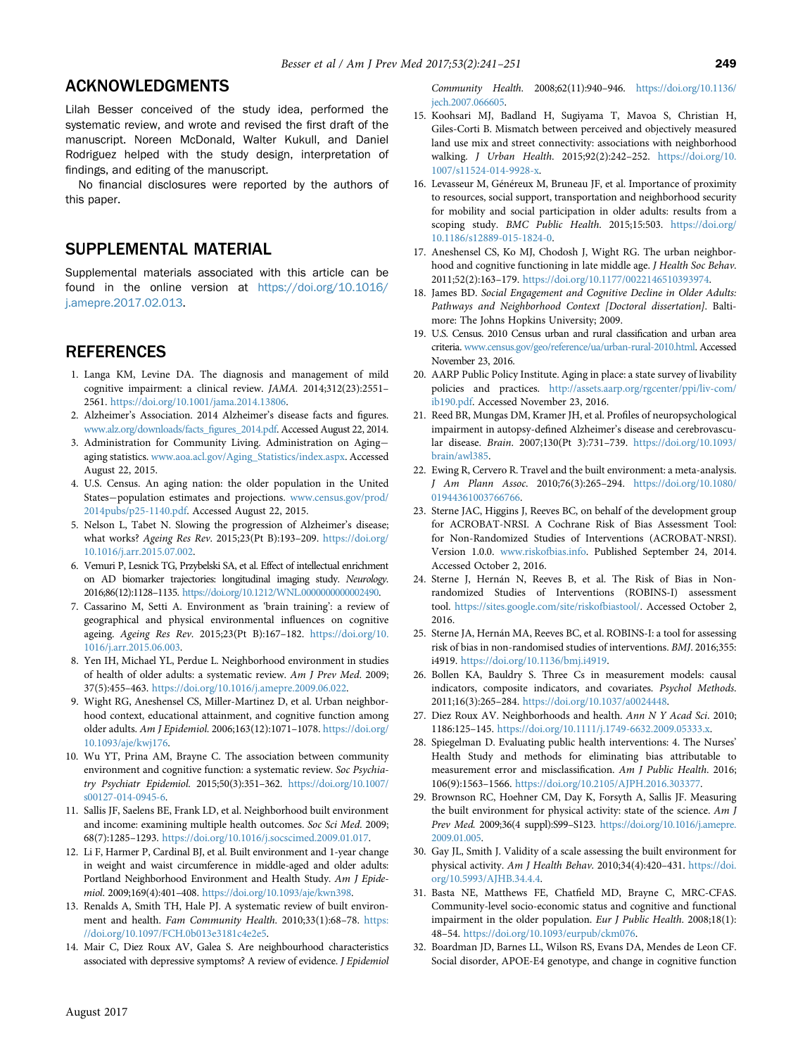## ACKNOWLEDGMENTS

Lilah Besser conceived of the study idea, performed the systematic review, and wrote and revised the first draft of the manuscript. Noreen McDonald, Walter Kukull, and Daniel Rodriguez helped with the study design, interpretation of findings, and editing of the manuscript.

No financial disclosures were reported by the authors of this paper.

## SUPPLEMENTAL MATERIAL

Supplemental materials associated with this article can be found in the online version at https://doi.org/10.1016/j.amepre.2017.02.013.

## REFERENCES

1. Langa KM, Levine DA. The diagnosis and management of mild cognitive impairment: a clinical review. *JAMA*. 2014;312(23):2551–2561. https://doi.org/10.1001/jama.2014.13806.
2. Alzheimer's Association. 2014 Alzheimer's disease facts and figures. www.alz.org/downloads/facts_figures_2014.pdf. Accessed August 22, 2014.
3. Administration for Community Living. Administration on Aging—aging statistics. www.aoa.acl.gov/Aging_Statistics/index.aspx. Accessed August 22, 2015.
4. U.S. Census. An aging nation: the older population in the United States—population estimates and projections. www.census.gov/prod/2014pubs/p25-1140.pdf. Accessed August 22, 2015.
5. Nelson L, Tabet N. Slowing the progression of Alzheimer's disease; what works? *Ageing Res Rev*. 2015;23(Pt B):193–209. https://doi.org/10.1016/j.arr.2015.07.002.
6. Vemuri P, Lesnick TG, Przybelski SA, et al. Effect of intellectual enrichment on AD biomarker trajectories: longitudinal imaging study. *Neurology*. 2016;86(12):1128–1135. https://doi.org/10.1212/WNL.0000000000002490.
7. Cassarino M, Setti A. Environment as 'brain training': a review of geographical and physical environmental influences on cognitive ageing. *Ageing Res Rev*. 2015;23(Pt B):167–182. https://doi.org/10.1016/j.arr.2015.06.003.
8. Yen IH, Michael YL, Perdue L. Neighborhood environment in studies of health of older adults: a systematic review. *Am J Prev Med*. 2009;37(5):455–463. https://doi.org/10.1016/j.amepre.2009.06.022.
9. Wight RG, Aneshensel CS, Miller-Martinez D, et al. Urban neighborhood context, educational attainment, and cognitive function among older adults. *Am J Epidemiol*. 2006;163(12):1071–1078. https://doi.org/10.1093/aje/kwj176.
10. Wu YT, Prina AM, Brayne C. The association between community environment and cognitive function: a systematic review. *Soc Psychiatry Psychiatr Epidemiol*. 2015;50(3):351–362. https://doi.org/10.1007/s00127-014-0945-6.
11. Sallis JF, Saelens BE, Frank LD, et al. Neighborhood built environment and income: examining multiple health outcomes. *Soc Sci Med*. 2009;68(7):1285–1293. https://doi.org/10.1016/j.socscimed.2009.01.017.
12. Li F, Harmer P, Cardinal BJ, et al. Built environment and 1-year change in weight and waist circumference in middle-aged and older adults: Portland Neighborhood Environment and Health Study. *Am J Epidemiol*. 2009;169(4):401–408. https://doi.org/10.1093/aje/kwn398.
13. Renalds A, Smith TH, Hale PJ. A systematic review of built environment and health. *Fam Community Health*. 2010;33(1):68–78. https://doi.org/10.1097/FCH.0b013e3181c4e2e5.
14. Mair C, Diez Roux AV, Galea S. Are neighbourhood characteristics associated with depressive symptoms? A review of evidence. *J Epidemiol Community Health*. 2008;62(11):940–946. https://doi.org/10.1136/jech.2007.066605.
15. Koohsari MJ, Badland H, Sugiyama T, Mavoa S, Christian H, Giles-Corti B. Mismatch between perceived and objectively measured land use mix and street connectivity: associations with neighborhood walking. *J Urban Health*. 2015;92(2):242–252. https://doi.org/10.1007/s11524-014-9928-x.
16. Levasseur M, Généreux M, Bruneau JF, et al. Importance of proximity to resources, social support, transportation and neighborhood security for mobility and social participation in older adults: results from a scoping study. *BMC Public Health*. 2015;15:503. https://doi.org/10.1186/s12889-015-1824-0.
17. Aneshensel CS, Ko MJ, Chodosh J, Wight RG. The urban neighborhood and cognitive functioning in late middle age. *J Health Soc Behav*. 2011;52(2):163–179. https://doi.org/10.1177/0022146510393974.
18. James BD. *Social Engagement and Cognitive Decline in Older Adults: Pathways and Neighborhood Context [Doctoral dissertation]*. Baltimore: The Johns Hopkins University; 2009.
19. U.S. Census. 2010 Census urban and rural classification and urban area criteria. www.census.gov/geo/reference/ua/urban-rural-2010.html. Accessed November 23, 2016.
20. AARP Public Policy Institute. Aging in place: a state survey of livability policies and practices. http://assets.aarp.org/rgcenter/ppi/liv-com/ib190.pdf. Accessed November 23, 2016.
21. Reed BR, Mungas DM, Kramer JH, et al. Profiles of neuropsychological impairment in autopsy-defined Alzheimer's disease and cerebrovascular disease. *Brain*. 2007;130(Pt 3):731–739. https://doi.org/10.1093/brain/awl385.
22. Ewing R, Cervero R. Travel and the built environment: a meta-analysis. *J Am Plann Assoc*. 2010;76(3):265–294. https://doi.org/10.1080/01944361003766766.
23. Sterne JAC, Higgins J, Reeves BC, on behalf of the development group for ACROBAT-NRSI. A Cochrane Risk of Bias Assessment Tool: for Non-Randomized Studies of Interventions (ACROBAT-NRSI). Version 1.0.0. www.riskofbias.info. Published September 24, 2014. Accessed October 2, 2016.
24. Sterne J, Hernán N, Reeves B, et al. The Risk of Bias in Non-randomized Studies of Interventions (ROBINS-I) assessment tool. https://sites.google.com/site/riskofbiastool/. Accessed October 2, 2016.
25. Sterne JA, Hernán MA, Reeves BC, et al. ROBINS-I: a tool for assessing risk of bias in non-randomised studies of interventions. *BMJ*. 2016;355:i4919. https://doi.org/10.1136/bmj.i4919.
26. Bollen KA, Bauldry S. Three Cs in measurement models: causal indicators, composite indicators, and covariates. *Psychol Methods*. 2011;16(3):265–284. https://doi.org/10.1037/a0024448.
27. Diez Roux AV. Neighborhoods and health. *Ann N Y Acad Sci*. 2010;1186:125–145. https://doi.org/10.1111/j.1749-6632.2009.05333.x.
28. Spiegelman D. Evaluating public health interventions: 4. The Nurses' Health Study and methods for eliminating bias attributable to measurement error and misclassification. *Am J Public Health*. 2016;106(9):1563–1566. https://doi.org/10.2105/AJPH.2016.303377.
29. Brownson RC, Hoehner CM, Day K, Forsyth A, Sallis JF. Measuring the built environment for physical activity: state of the science. *Am J Prev Med*. 2009;36(4 suppl):S99–S123. https://doi.org/10.1016/j.amepre.2009.01.005.
30. Gay JL, Smith J. Validity of a scale assessing the built environment for physical activity. *Am J Health Behav*. 2010;34(4):420–431. https://doi.org/10.5993/AJHB.34.4.4.
31. Basta NE, Matthews FE, Chatfield MD, Brayne C, MRC-CFAS. Community-level socio-economic status and cognitive and functional impairment in the older population. *Eur J Public Health*. 2008;18(1):48–54. https://doi.org/10.1093/eurpub/ckm076.
32. Boardman JD, Barnes LL, Wilson RS, Evans DA, Mendes de Leon CF. Social disorder, APOE-E4 genotype, and change in cognitive function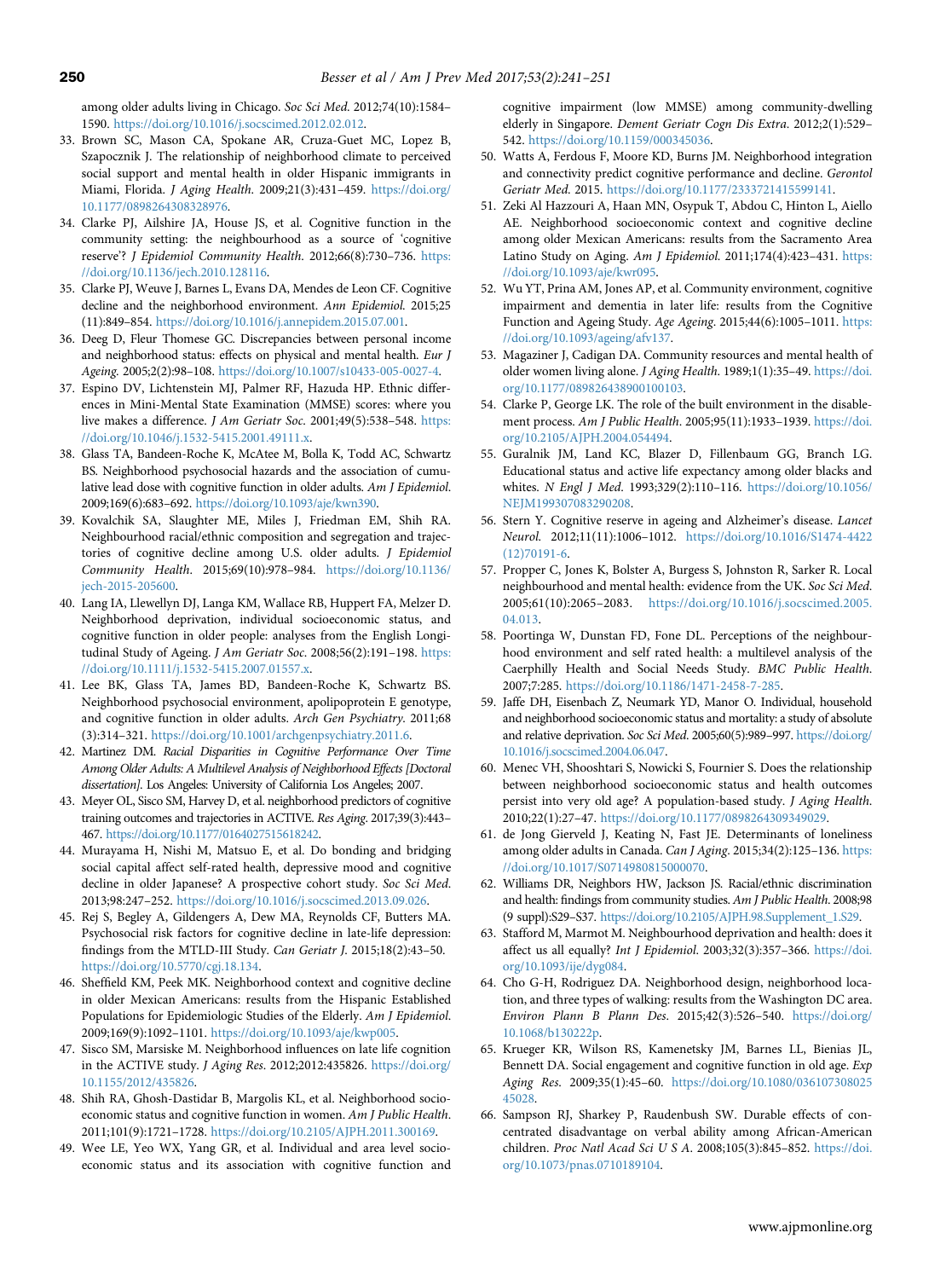among older adults living in Chicago. *Soc Sci Med*. 2012;74(10):1584–1590. https://doi.org/10.1016/j.socscimed.2012.02.012.

33. Brown SC, Mason CA, Spokane AR, Cruza-Guet MC, Lopez B, Szapocznik J. The relationship of neighborhood climate to perceived social support and mental health in older Hispanic immigrants in Miami, Florida. *J Aging Health*. 2009;21(3):431–459. https://doi.org/10.1177/0898264308328976.
34. Clarke PJ, Ailshire JA, House JS, et al. Cognitive function in the community setting: the neighbourhood as a source of 'cognitive reserve'? *J Epidemiol Community Health*. 2012;66(8):730–736. https://doi.org/10.1136/jech.2010.128116.
35. Clarke PJ, Weuve J, Barnes L, Evans DA, Mendes de Leon CF. Cognitive decline and the neighborhood environment. *Ann Epidemiol*. 2015;25(11):849–854. https://doi.org/10.1016/j.annepidem.2015.07.001.
36. Deeg D, Fleur Thomese GC. Discrepancies between personal income and neighborhood status: effects on physical and mental health. *Eur J Ageing*. 2005;2(2):98–108. https://doi.org/10.1007/s10433-005-0027-4.
37. Espino DV, Lichtenstein MJ, Palmer RF, Hazuda HP. Ethnic differences in Mini-Mental State Examination (MMSE) scores: where you live makes a difference. *J Am Geriatr Soc*. 2001;49(5):538–548. https://doi.org/10.1046/j.1532-5415.2001.49111.x.
38. Glass TA, Bandeen-Roche K, McAtee M, Bolla K, Todd AC, Schwartz BS. Neighborhood psychosocial hazards and the association of cumulative lead dose with cognitive function in older adults. *Am J Epidemiol*. 2009;169(6):683–692. https://doi.org/10.1093/aje/kwn390.
39. Kovalchik SA, Slaughter ME, Miles J, Friedman EM, Shih RA. Neighbourhood racial/ethnic composition and segregation and trajectories of cognitive decline among U.S. older adults. *J Epidemiol Community Health*. 2015;69(10):978–984. https://doi.org/10.1136/jech-2015-205600.
40. Lang IA, Llewellyn DJ, Langa KM, Wallace RB, Huppert FA, Melzer D. Neighborhood deprivation, individual socioeconomic status, and cognitive function in older people: analyses from the English Longitudinal Study of Ageing. *J Am Geriatr Soc*. 2008;56(2):191–198. https://doi.org/10.1111/j.1532-5415.2007.01557.x.
41. Lee BK, Glass TA, James BD, Bandeen-Roche K, Schwartz BS. Neighborhood psychosocial environment, apolipoprotein E genotype, and cognitive function in older adults. *Arch Gen Psychiatry*. 2011;68(3):314–321. https://doi.org/10.1001/archgenpsychiatry.2011.6.
42. Martinez DM. *Racial Disparities in Cognitive Performance Over Time Among Older Adults: A Multilevel Analysis of Neighborhood Effects [Doctoral dissertation]*. Los Angeles: University of California Los Angeles; 2007.
43. Meyer OL, Sisco SM, Harvey D, et al. neighborhood predictors of cognitive training outcomes and trajectories in ACTIVE. *Res Aging*. 2017;39(3):443–467. https://doi.org/10.1177/0164027515618242.
44. Murayama H, Nishi M, Matsuo E, et al. Do bonding and bridging social capital affect self-rated health, depressive mood and cognitive decline in older Japanese? A prospective cohort study. *Soc Sci Med*. 2013;98:247–252. https://doi.org/10.1016/j.socscimed.2013.09.026.
45. Rej S, Begley A, Gildengers A, Dew MA, Reynolds CF, Butters MA. Psychosocial risk factors for cognitive decline in late-life depression: findings from the MTLD-III Study. *Can Geriatr J*. 2015;18(2):43–50. https://doi.org/10.5770/cgj.18.134.
46. Sheffield KM, Peek MK. Neighborhood context and cognitive decline in older Mexican Americans: results from the Hispanic Established Populations for Epidemiologic Studies of the Elderly. *Am J Epidemiol*. 2009;169(9):1092–1101. https://doi.org/10.1093/aje/kwp005.
47. Sisco SM, Marsiske M. Neighborhood influences on late life cognition in the ACTIVE study. *J Aging Res*. 2012;2012:435826. https://doi.org/10.1155/2012/435826.
48. Shih RA, Ghosh-Dastidar B, Margolis KL, et al. Neighborhood socioeconomic status and cognitive function in women. *Am J Public Health*. 2011;101(9):1721–1728. https://doi.org/10.2105/AJPH.2011.300169.
49. Wee LE, Yeo WX, Yang GR, et al. Individual and area level socioeconomic status and its association with cognitive function and cognitive impairment (low MMSE) among community-dwelling elderly in Singapore. *Dement Geriatr Cogn Dis Extra*. 2012;2(1):529–542. https://doi.org/10.1159/000345036.
50. Watts A, Ferdous F, Moore KD, Burns JM. Neighborhood integration and connectivity predict cognitive performance and decline. *Gerontol Geriatr Med*. 2015. https://doi.org/10.1177/2333721415599141.
51. Zeki Al Hazzouri A, Haan MN, Osypuk T, Abdou C, Hinton L, Aiello AE. Neighborhood socioeconomic context and cognitive decline among older Mexican Americans: results from the Sacramento Area Latino Study on Aging. *Am J Epidemiol*. 2011;174(4):423–431. https://doi.org/10.1093/aje/kwr095.
52. Wu YT, Prina AM, Jones AP, et al. Community environment, cognitive impairment and dementia in later life: results from the Cognitive Function and Ageing Study. *Age Ageing*. 2015;44(6):1005–1011. https://doi.org/10.1093/ageing/afv137.
53. Magaziner J, Cadigan DA. Community resources and mental health of older women living alone. *J Aging Health*. 1989;1(1):35–49. https://doi.org/10.1177/089826438900100103.
54. Clarke P, George LK. The role of the built environment in the disablement process. *Am J Public Health*. 2005;95(11):1933–1939. https://doi.org/10.2105/AJPH.2004.054494.
55. Guralnik JM, Land KC, Blazer D, Fillenbaum GG, Branch LG. Educational status and active life expectancy among older blacks and whites. *N Engl J Med*. 1993;329(2):110–116. https://doi.org/10.1056/NEJM199307083290208.
56. Stern Y. Cognitive reserve in ageing and Alzheimer's disease. *Lancet Neurol*. 2012;11(11):1006–1012. https://doi.org/10.1016/S1474-4422(12)70191-6.
57. Propper C, Jones K, Bolster A, Burgess S, Johnston R, Sarker R. Local neighbourhood and mental health: evidence from the UK. *Soc Sci Med*. 2005;61(10):2065–2083. https://doi.org/10.1016/j.socscimed.2005.04.013.
58. Poortinga W, Dunstan FD, Fone DL. Perceptions of the neighbourhood environment and self rated health: a multilevel analysis of the Caerphilly Health and Social Needs Study. *BMC Public Health*. 2007;7:285. https://doi.org/10.1186/1471-2458-7-285.
59. Jaffe DH, Eisenbach Z, Neumark YD, Manor O. Individual, household and neighborhood socioeconomic status and mortality: a study of absolute and relative deprivation. *Soc Sci Med*. 2005;60(5):989–997. https://doi.org/10.1016/j.socscimed.2004.06.047.
60. Menec VH, Shooshtari S, Nowicki S, Fournier S. Does the relationship between neighborhood socioeconomic status and health outcomes persist into very old age? A population-based study. *J Aging Health*. 2010;22(1):27–47. https://doi.org/10.1177/0898264309349029.
61. de Jong Gierveld J, Keating N, Fast JE. Determinants of loneliness among older adults in Canada. *Can J Aging*. 2015;34(2):125–136. https://doi.org/10.1017/S0714980815000070.
62. Williams DR, Neighbors HW, Jackson JS. Racial/ethnic discrimination and health: findings from community studies. *Am J Public Health*. 2008;98(9 suppl):S29–S37. https://doi.org/10.2105/AJPH.98.Supplement_1.S29.
63. Stafford M, Marmot M. Neighbourhood deprivation and health: does it affect us all equally? *Int J Epidemiol*. 2003;32(3):357–366. https://doi.org/10.1093/ije/dyg084.
64. Cho G-H, Rodriguez DA. Neighborhood design, neighborhood location, and three types of walking: results from the Washington DC area. *Environ Plann B Plann Des*. 2015;42(3):526–540. https://doi.org/10.1068/b130222p.
65. Krueger KR, Wilson RS, Kamenetsky JM, Barnes LL, Bienias JL, Bennett DA. Social engagement and cognitive function in old age. *Exp Aging Res*. 2009;35(1):45–60. https://doi.org/10.1080/03610730802545028.
66. Sampson RJ, Sharkey P, Raudenbush SW. Durable effects of concentrated disadvantage on verbal ability among African-American children. *Proc Natl Acad Sci U S A*. 2008;105(3):845–852. https://doi.org/10.1073/pnas.0710189104.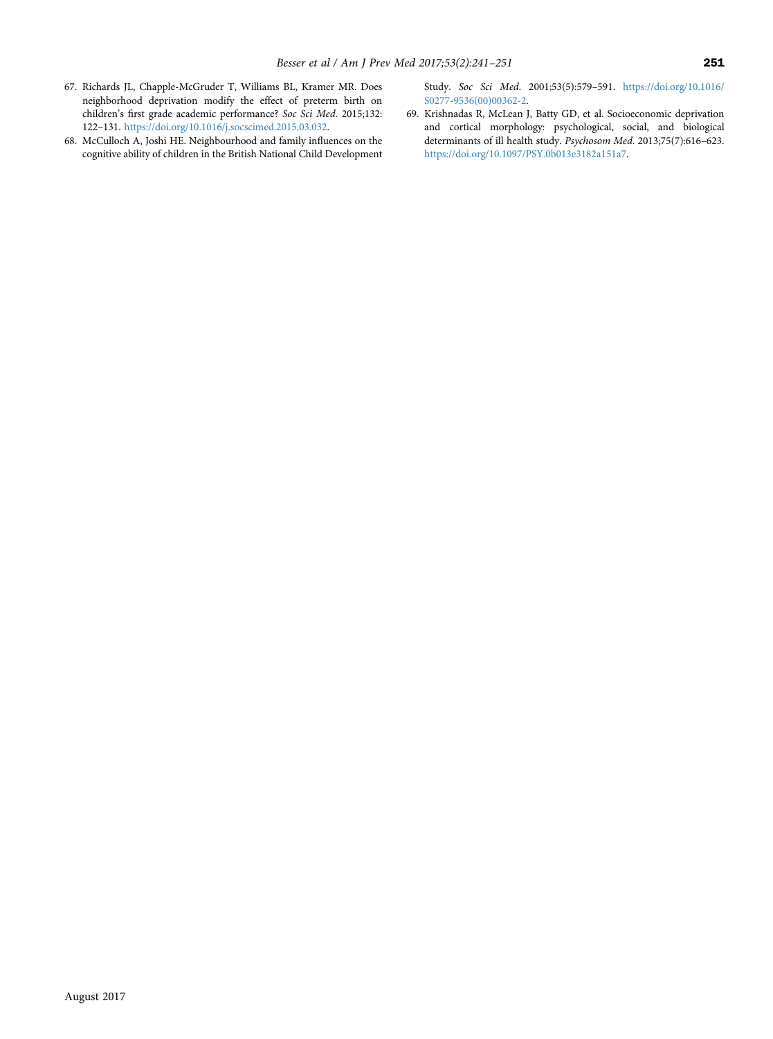67. Richards JL, Chapple-McGruder T, Williams BL, Kramer MR. Does neighborhood deprivation modify the effect of preterm birth on children's first grade academic performance? *Soc Sci Med*. 2015;132: 122–131. https://doi.org/10.1016/j.socscimed.2015.03.032.
68. McCulloch A, Joshi HE. Neighbourhood and family influences on the cognitive ability of children in the British National Child Development Study. *Soc Sci Med*. 2001;53(5):579–591. https://doi.org/10.1016/S0277-9536(00)00362-2.
69. Krishnadas R, McLean J, Batty GD, et al. Socioeconomic deprivation and cortical morphology: psychological, social, and biological determinants of ill health study. *Psychosom Med*. 2013;75(7):616–623. https://doi.org/10.1097/PSY.0b013e3182a151a7.